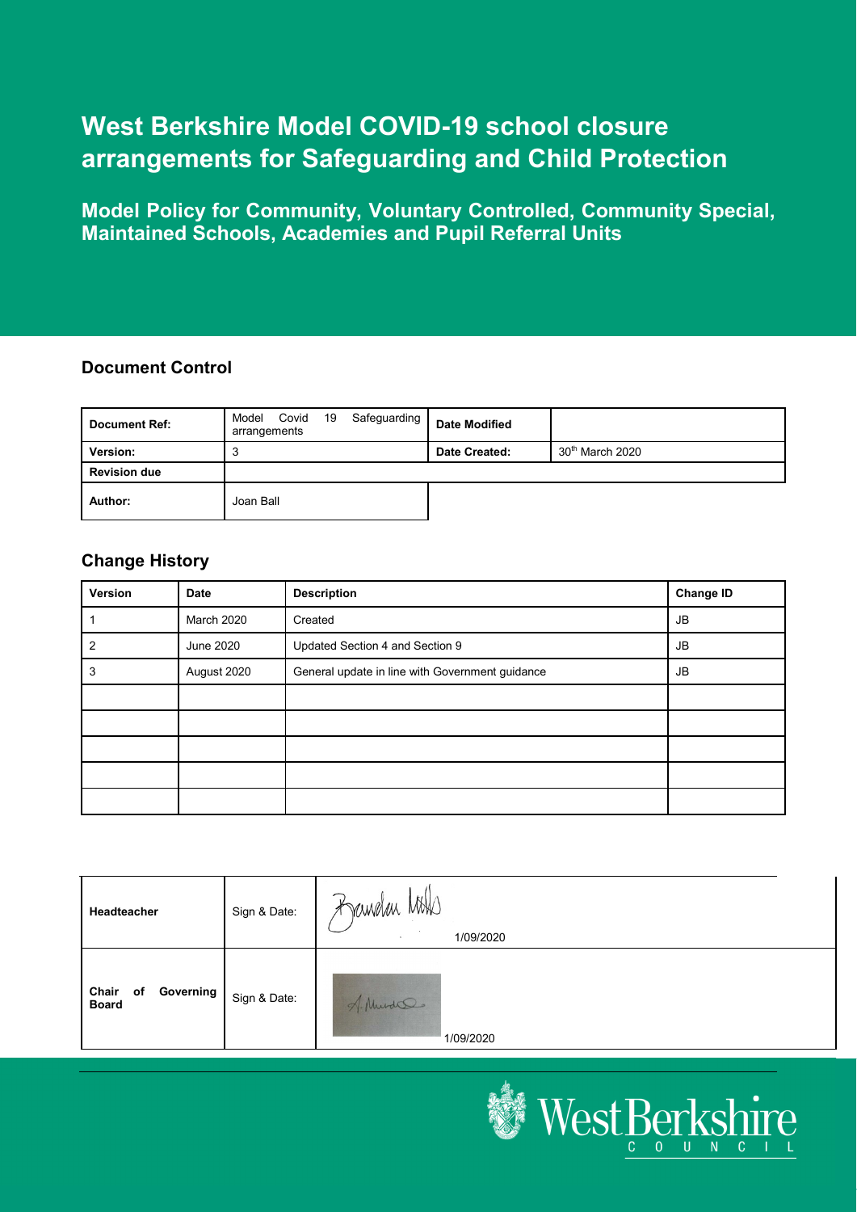# West Berkshire Model COVID-19 school closure arrangements for Safeguarding and Child Protection

## Model Policy for Community, Voluntary Controlled, Community Special, Maintained Schools, Academies and Pupil Referral Units

### Document Control

| | | | |
|---|---|---|---|
| **Document Ref:** | Model Covid 19 Safeguarding arrangements | **Date Modified** | |
| **Version:** | 3 | **Date Created:** | 30th March 2020 |
| **Revision due** | | | |
| **Author:** | Joan Ball | | |

### Change History

| Version | Date | Description | Change ID |
|---|---|---|---|
| 1 | March 2020 | Created | JB |
| 2 | June 2020 | Updated Section 4 and Section 9 | JB |
| 3 | August 2020 | General update in line with Government guidance | JB |
| | | | |
| | | | |
| | | | |
| | | | |
| | | | |

| | | |
|---|---|---|
| **Headteacher** | Sign & Date: | 1/09/2020 |
| **Chair of Governing Board** | Sign & Date: | 1/09/2020 |

West Berkshire COUNCIL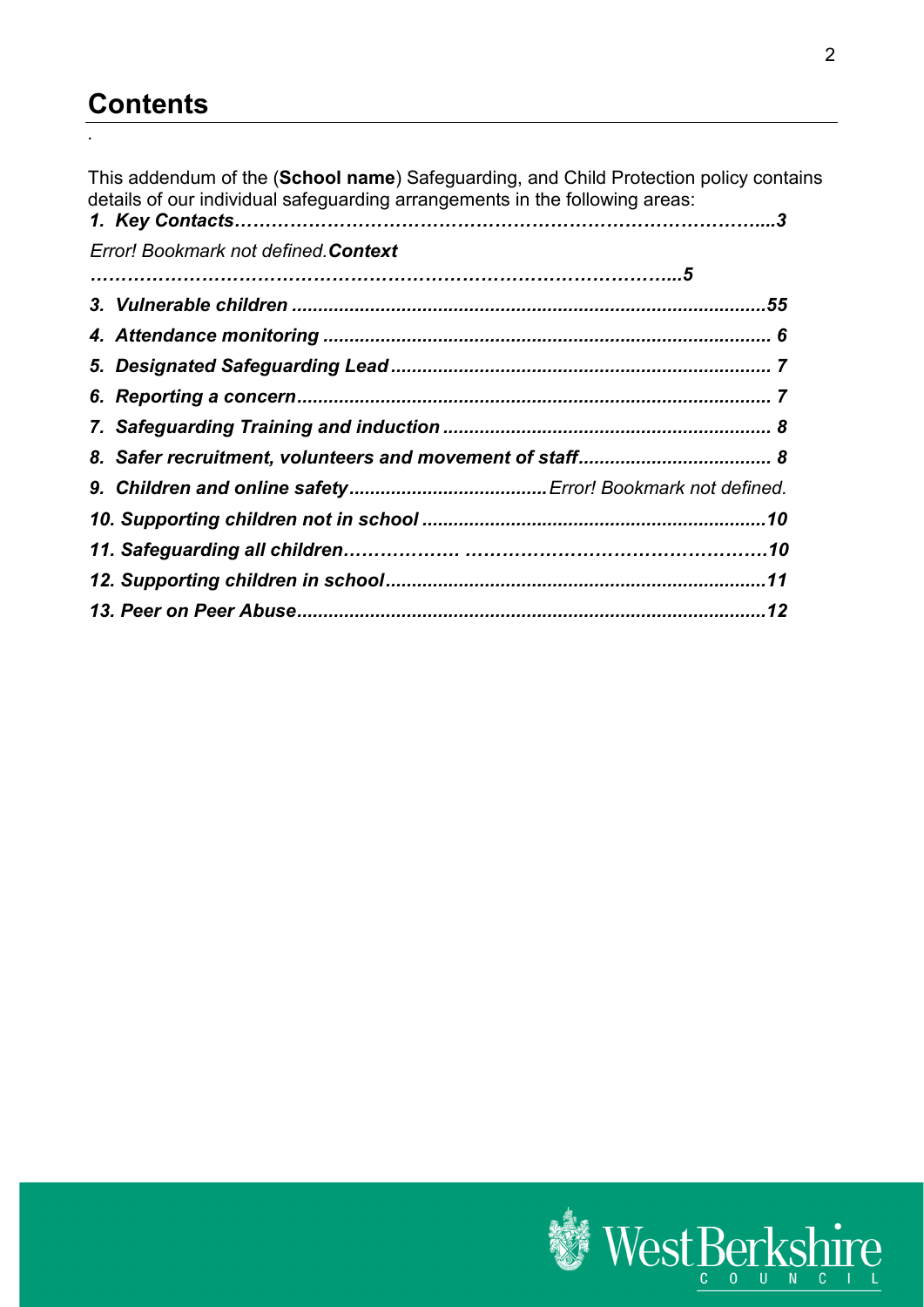# Contents

.

This addendum of the (**School name**) Safeguarding, and Child Protection policy contains details of our individual safeguarding arrangements in the following areas:

***1. Key Contacts……………………………………………………………………………....3***

*Error! Bookmark not defined.**Context***

***…………………………………………………………………………………...5***

***3. Vulnerable children .........................................................................................55***

***4. Attendance monitoring ..................................................................................... 6***

***5. Designated Safeguarding Lead ........................................................................ 7***

***6. Reporting a concern.......................................................................................... 7***

***7. Safeguarding Training and induction .............................................................. 8***

***8. Safer recruitment, volunteers and movement of staff..................................... 8***

***9. Children and online safety.....................................** *Error! Bookmark not defined.*

***10. Supporting children not in school ..................................................................10***

***11. Safeguarding all children……………… ……………………………………….10***

***12. Supporting children in school.........................................................................11***

***13. Peer on Peer Abuse.........................................................................................12***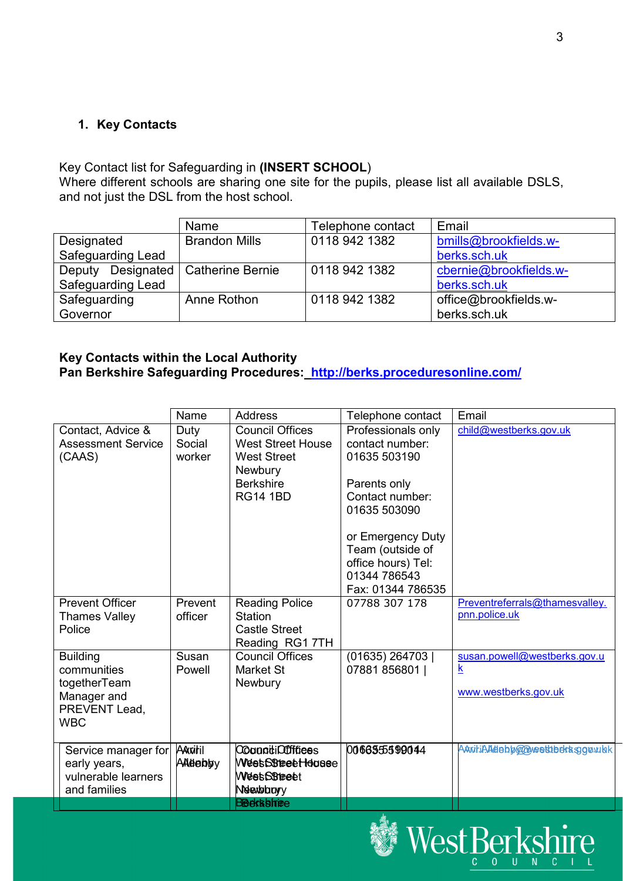## 1. Key Contacts

Key Contact list for Safeguarding in **(INSERT SCHOOL)**
Where different schools are sharing one site for the pupils, please list all available DSLS, and not just the DSL from the host school.

| | Name | Telephone contact | Email |
|---|---|---|---|
| Designated Safeguarding Lead | Brandon Mills | 0118 942 1382 | bmills@brookfields.w-berks.sch.uk |
| Deputy Designated Safeguarding Lead | Catherine Bernie | 0118 942 1382 | cbernie@brookfields.w-berks.sch.uk |
| Safeguarding Governor | Anne Rothon | 0118 942 1382 | office@brookfields.w-berks.sch.uk |

**Key Contacts within the Local Authority**
**Pan Berkshire Safeguarding Procedures: http://berks.proceduresonline.com/**

| | Name | Address | Telephone contact | Email |
|---|---|---|---|---|
| Contact, Advice & Assessment Service (CAAS) | Duty Social worker | Council Offices West Street House West Street Newbury Berkshire RG14 1BD | Professionals only contact number: 01635 503190<br><br>Parents only Contact number: 01635 503090<br><br>or Emergency Duty Team (outside of office hours) Tel: 01344 786543 Fax: 01344 786535 | child@westberks.gov.uk |
| Prevent Officer Thames Valley Police | Prevent officer | Reading Police Station Castle Street Reading RG1 7TH | 07788 307 178 | Preventreferrals@thamesvalley.pnn.police.uk |
| Building communities togetherTeam Manager and PREVENT Lead, WBC | Susan Powell | Council Offices Market St Newbury | (01635) 264703 \| 07881 856801 \| | susan.powell@westberks.gov.uk<br><br>www.westberks.gov.uk |
| Service manager for early years, vulnerable learners and families | Avril Allenby | Council Offices West Street House West Street Newbury Berkshire | 01635 519044 | Avril.Allenby@westberks.gov.uk |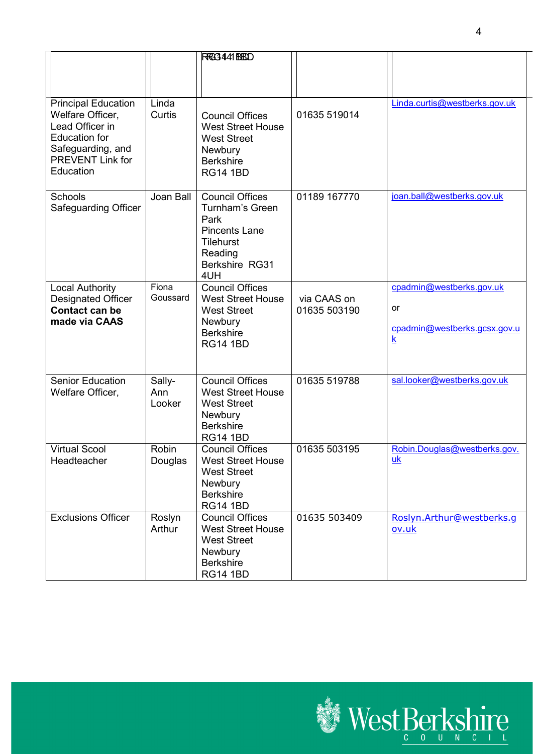| | | | | |
|---|---|---|---|---|
| | | RG14 1BD | | |
| Principal Education Welfare Officer, Lead Officer in Education for Safeguarding, and PREVENT Link for Education | Linda Curtis | Council Offices West Street House West Street Newbury Berkshire RG14 1BD | 01635 519014 | Linda.curtis@westberks.gov.uk |
| Schools Safeguarding Officer | Joan Ball | Council Offices Turnham's Green Park Pincents Lane Tilehurst Reading Berkshire RG31 4UH | 01189 167770 | joan.ball@westberks.gov.uk |
| Local Authority Designated Officer **Contact can be made via CAAS** | Fiona Goussard | Council Offices West Street House West Street Newbury Berkshire RG14 1BD | via CAAS on 01635 503190 | cpadmin@westberks.gov.uk or cpadmin@westberks.gcsx.gov.uk |
| Senior Education Welfare Officer, | Sally-Ann Looker | Council Offices West Street House West Street Newbury Berkshire RG14 1BD | 01635 519788 | sal.looker@westberks.gov.uk |
| Virtual Scool Headteacher | Robin Douglas | Council Offices West Street House West Street Newbury Berkshire RG14 1BD | 01635 503195 | Robin.Douglas@westberks.gov.uk |
| Exclusions Officer | Roslyn Arthur | Council Offices West Street House West Street Newbury Berkshire RG14 1BD | 01635 503409 | Roslyn.Arthur@westberks.gov.uk |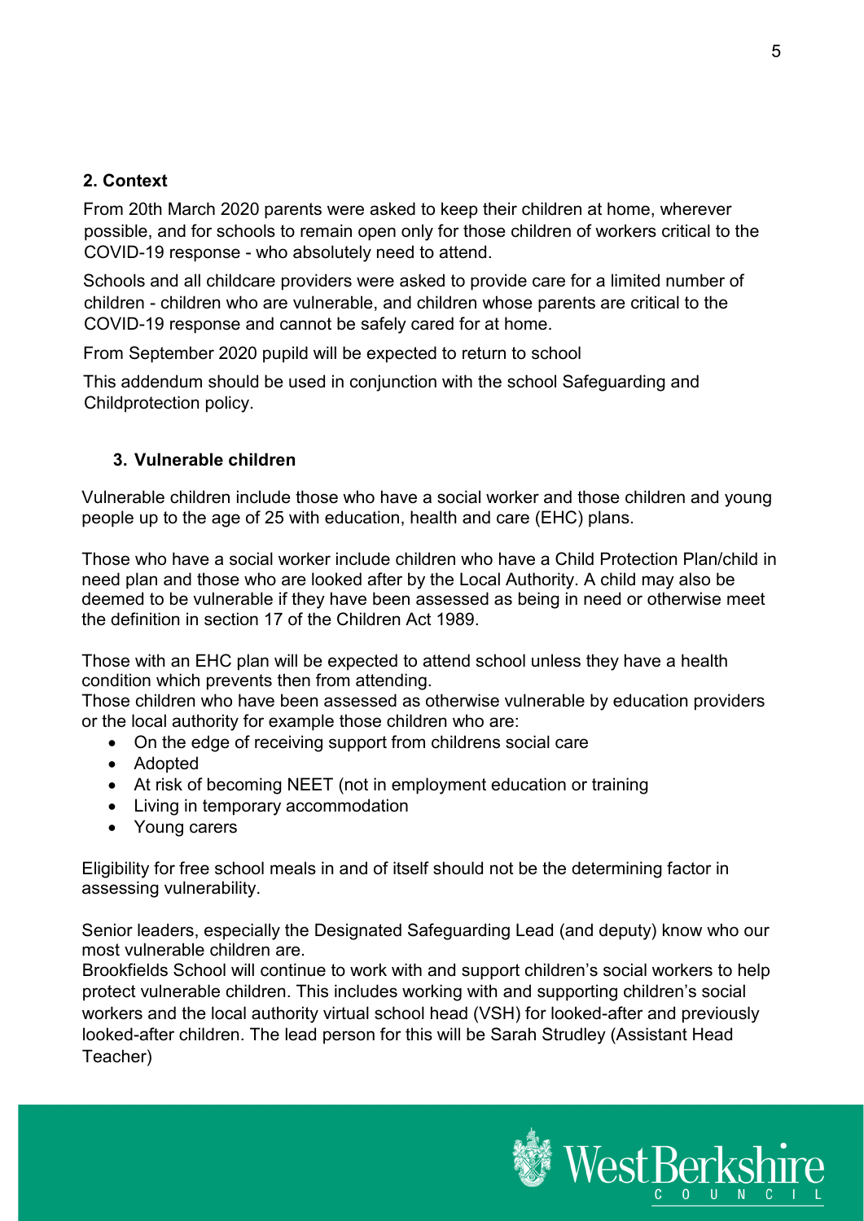## 2. Context

From 20th March 2020 parents were asked to keep their children at home, wherever possible, and for schools to remain open only for those children of workers critical to the COVID-19 response - who absolutely need to attend.

Schools and all childcare providers were asked to provide care for a limited number of children - children who are vulnerable, and children whose parents are critical to the COVID-19 response and cannot be safely cared for at home.

From September 2020 pupild will be expected to return to school

This addendum should be used in conjunction with the school Safeguarding and Childprotection policy.

## 3. Vulnerable children

Vulnerable children include those who have a social worker and those children and young people up to the age of 25 with education, health and care (EHC) plans.

Those who have a social worker include children who have a Child Protection Plan/child in need plan and those who are looked after by the Local Authority. A child may also be deemed to be vulnerable if they have been assessed as being in need or otherwise meet the definition in section 17 of the Children Act 1989.

Those with an EHC plan will be expected to attend school unless they have a health condition which prevents then from attending.

Those children who have been assessed as otherwise vulnerable by education providers or the local authority for example those children who are:

- On the edge of receiving support from childrens social care
- Adopted
- At risk of becoming NEET (not in employment education or training
- Living in temporary accommodation
- Young carers

Eligibility for free school meals in and of itself should not be the determining factor in assessing vulnerability.

Senior leaders, especially the Designated Safeguarding Lead (and deputy) know who our most vulnerable children are.

Brookfields School will continue to work with and support children's social workers to help protect vulnerable children. This includes working with and supporting children's social workers and the local authority virtual school head (VSH) for looked-after and previously looked-after children. The lead person for this will be Sarah Strudley (Assistant Head Teacher)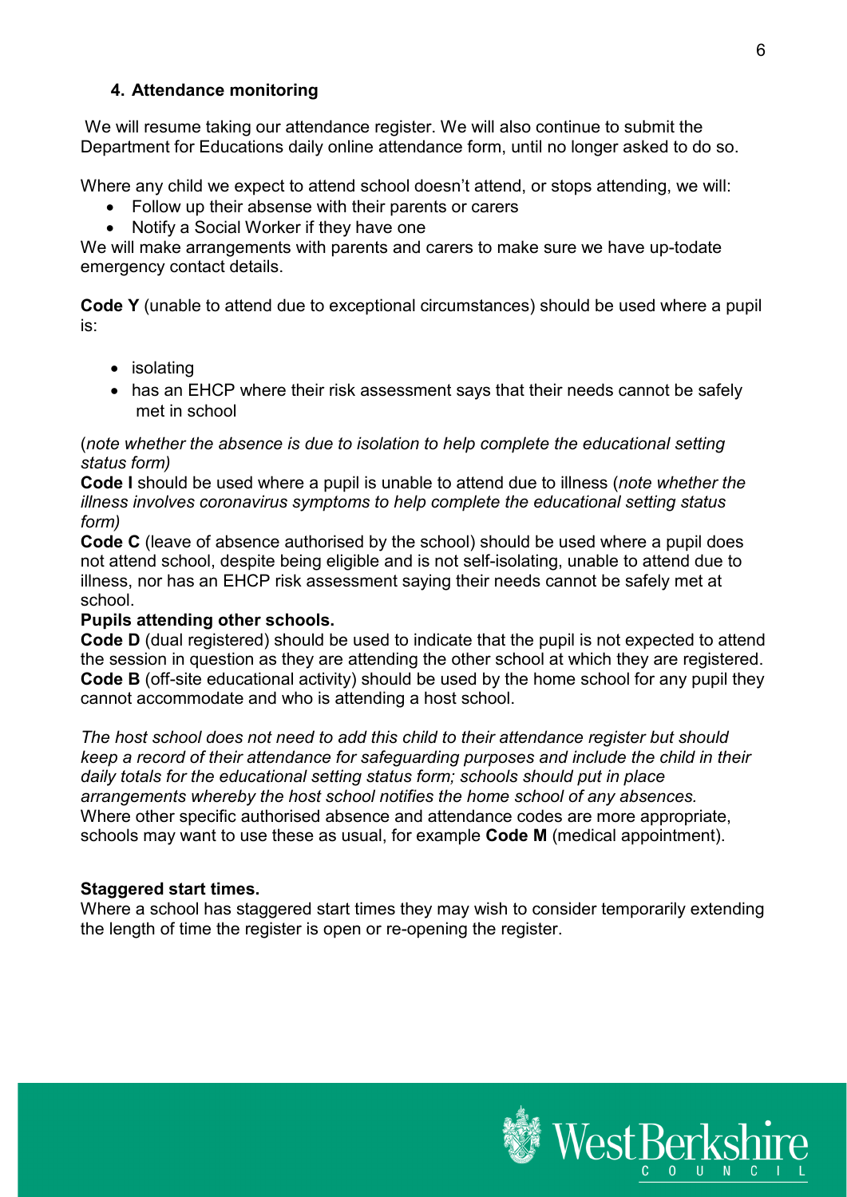## 4. Attendance monitoring

We will resume taking our attendance register. We will also continue to submit the Department for Educations daily online attendance form, until no longer asked to do so.

Where any child we expect to attend school doesn't attend, or stops attending, we will:

- Follow up their absense with their parents or carers
- Notify a Social Worker if they have one

We will make arrangements with parents and carers to make sure we have up-todate emergency contact details.

**Code Y** (unable to attend due to exceptional circumstances) should be used where a pupil is:

- isolating
- has an EHCP where their risk assessment says that their needs cannot be safely met in school

(*note whether the absence is due to isolation to help complete the educational setting status form)*

**Code I** should be used where a pupil is unable to attend due to illness (*note whether the illness involves coronavirus symptoms to help complete the educational setting status form)*

**Code C** (leave of absence authorised by the school) should be used where a pupil does not attend school, despite being eligible and is not self-isolating, unable to attend due to illness, nor has an EHCP risk assessment saying their needs cannot be safely met at school.

**Pupils attending other schools.**

**Code D** (dual registered) should be used to indicate that the pupil is not expected to attend the session in question as they are attending the other school at which they are registered.

**Code B** (off-site educational activity) should be used by the home school for any pupil they cannot accommodate and who is attending a host school.

*The host school does not need to add this child to their attendance register but should keep a record of their attendance for safeguarding purposes and include the child in their daily totals for the educational setting status form; schools should put in place arrangements whereby the host school notifies the home school of any absences.*

Where other specific authorised absence and attendance codes are more appropriate, schools may want to use these as usual, for example **Code M** (medical appointment).

**Staggered start times.**

Where a school has staggered start times they may wish to consider temporarily extending the length of time the register is open or re-opening the register.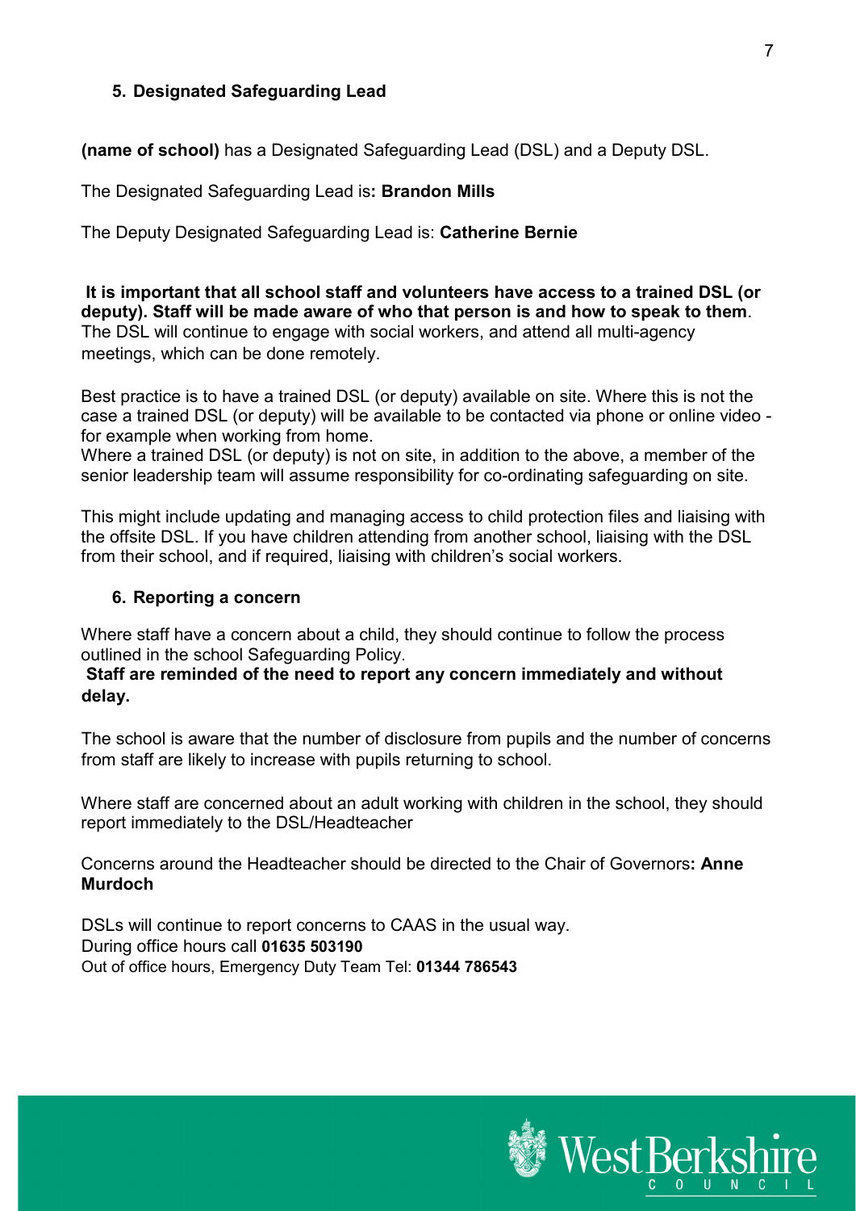## 5. Designated Safeguarding Lead

**(name of school)** has a Designated Safeguarding Lead (DSL) and a Deputy DSL.

The Designated Safeguarding Lead is**: Brandon Mills**

The Deputy Designated Safeguarding Lead is: **Catherine Bernie**

**It is important that all school staff and volunteers have access to a trained DSL (or deputy). Staff will be made aware of who that person is and how to speak to them**. The DSL will continue to engage with social workers, and attend all multi-agency meetings, which can be done remotely.

Best practice is to have a trained DSL (or deputy) available on site. Where this is not the case a trained DSL (or deputy) will be available to be contacted via phone or online video - for example when working from home.
Where a trained DSL (or deputy) is not on site, in addition to the above, a member of the senior leadership team will assume responsibility for co-ordinating safeguarding on site.

This might include updating and managing access to child protection files and liaising with the offsite DSL. If you have children attending from another school, liaising with the DSL from their school, and if required, liaising with children's social workers.

## 6. Reporting a concern

Where staff have a concern about a child, they should continue to follow the process outlined in the school Safeguarding Policy.
**Staff are reminded of the need to report any concern immediately and without delay.**

The school is aware that the number of disclosure from pupils and the number of concerns from staff are likely to increase with pupils returning to school.

Where staff are concerned about an adult working with children in the school, they should report immediately to the DSL/Headteacher

Concerns around the Headteacher should be directed to the Chair of Governors**: Anne Murdoch**

DSLs will continue to report concerns to CAAS in the usual way.
During office hours call **01635 503190**
Out of office hours, Emergency Duty Team Tel: **01344 786543**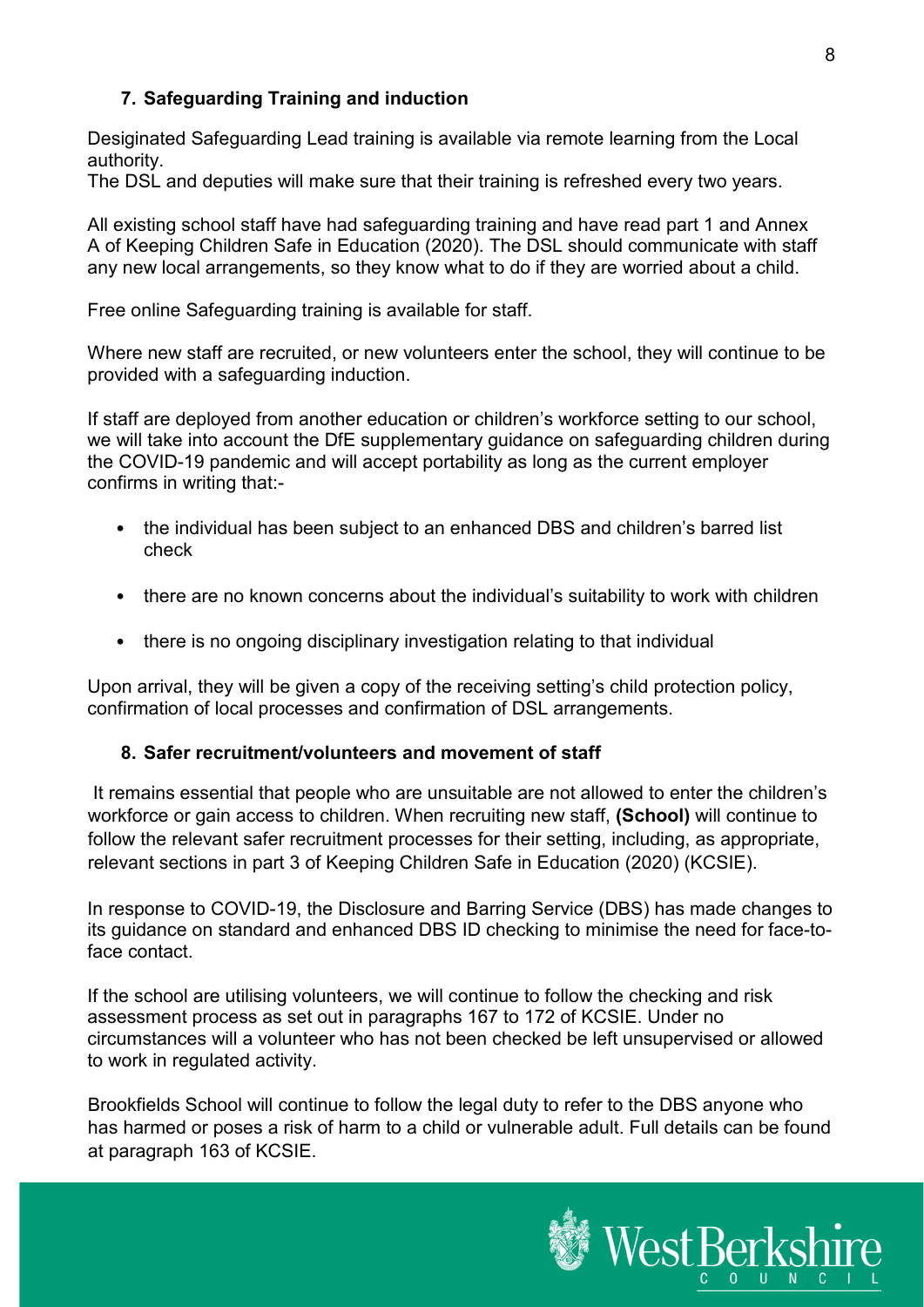## 7. Safeguarding Training and induction

Desiginated Safeguarding Lead training is available via remote learning from the Local authority.
The DSL and deputies will make sure that their training is refreshed every two years.

All existing school staff have had safeguarding training and have read part 1 and Annex A of Keeping Children Safe in Education (2020). The DSL should communicate with staff any new local arrangements, so they know what to do if they are worried about a child.

Free online Safeguarding training is available for staff.

Where new staff are recruited, or new volunteers enter the school, they will continue to be provided with a safeguarding induction.

If staff are deployed from another education or children's workforce setting to our school, we will take into account the DfE supplementary guidance on safeguarding children during the COVID-19 pandemic and will accept portability as long as the current employer confirms in writing that:-

- the individual has been subject to an enhanced DBS and children's barred list check
- there are no known concerns about the individual's suitability to work with children
- there is no ongoing disciplinary investigation relating to that individual

Upon arrival, they will be given a copy of the receiving setting's child protection policy, confirmation of local processes and confirmation of DSL arrangements.

## 8. Safer recruitment/volunteers and movement of staff

It remains essential that people who are unsuitable are not allowed to enter the children's workforce or gain access to children. When recruiting new staff, **(School)** will continue to follow the relevant safer recruitment processes for their setting, including, as appropriate, relevant sections in part 3 of Keeping Children Safe in Education (2020) (KCSIE).

In response to COVID-19, the Disclosure and Barring Service (DBS) has made changes to its guidance on standard and enhanced DBS ID checking to minimise the need for face-to-face contact.

If the school are utilising volunteers, we will continue to follow the checking and risk assessment process as set out in paragraphs 167 to 172 of KCSIE. Under no circumstances will a volunteer who has not been checked be left unsupervised or allowed to work in regulated activity.

Brookfields School will continue to follow the legal duty to refer to the DBS anyone who has harmed or poses a risk of harm to a child or vulnerable adult. Full details can be found at paragraph 163 of KCSIE.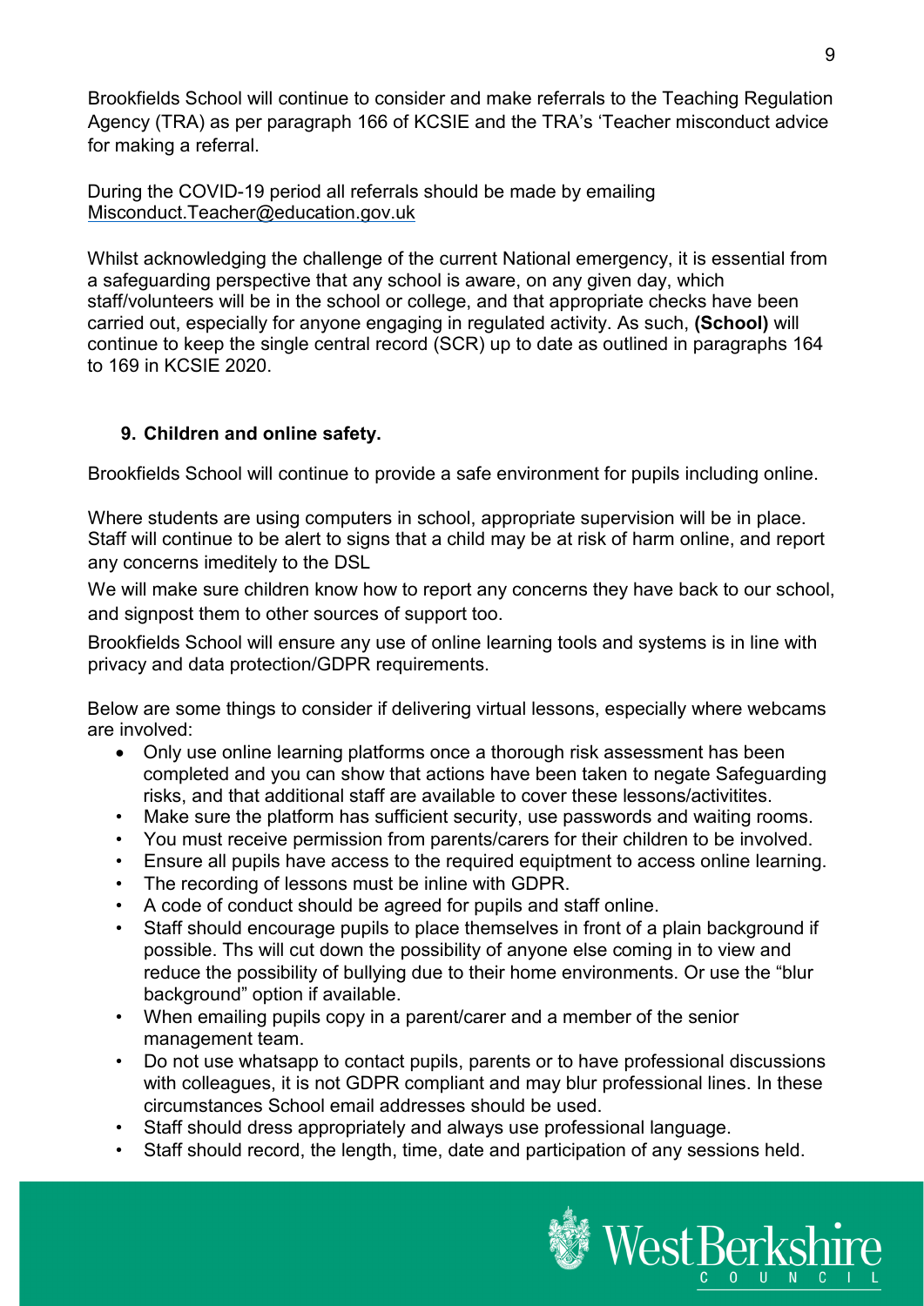Brookfields School will continue to consider and make referrals to the Teaching Regulation Agency (TRA) as per paragraph 166 of KCSIE and the TRA's 'Teacher misconduct advice for making a referral.

During the COVID-19 period all referrals should be made by emailing Misconduct.Teacher@education.gov.uk

Whilst acknowledging the challenge of the current National emergency, it is essential from a safeguarding perspective that any school is aware, on any given day, which staff/volunteers will be in the school or college, and that appropriate checks have been carried out, especially for anyone engaging in regulated activity. As such, **(School)** will continue to keep the single central record (SCR) up to date as outlined in paragraphs 164 to 169 in KCSIE 2020.

## 9. Children and online safety.

Brookfields School will continue to provide a safe environment for pupils including online.

Where students are using computers in school, appropriate supervision will be in place. Staff will continue to be alert to signs that a child may be at risk of harm online, and report any concerns imeditely to the DSL

We will make sure children know how to report any concerns they have back to our school, and signpost them to other sources of support too.

Brookfields School will ensure any use of online learning tools and systems is in line with privacy and data protection/GDPR requirements.

Below are some things to consider if delivering virtual lessons, especially where webcams are involved:

- Only use online learning platforms once a thorough risk assessment has been completed and you can show that actions have been taken to negate Safeguarding risks, and that additional staff are available to cover these lessons/activitites.
- Make sure the platform has sufficient security, use passwords and waiting rooms.
- You must receive permission from parents/carers for their children to be involved.
- Ensure all pupils have access to the required equiptment to access online learning.
- The recording of lessons must be inline with GDPR.
- A code of conduct should be agreed for pupils and staff online.
- Staff should encourage pupils to place themselves in front of a plain background if possible. Ths will cut down the possibility of anyone else coming in to view and reduce the possibility of bullying due to their home environments. Or use the "blur background" option if available.
- When emailing pupils copy in a parent/carer and a member of the senior management team.
- Do not use whatsapp to contact pupils, parents or to have professional discussions with colleagues, it is not GDPR compliant and may blur professional lines. In these circumstances School email addresses should be used.
- Staff should dress appropriately and always use professional language.
- Staff should record, the length, time, date and participation of any sessions held.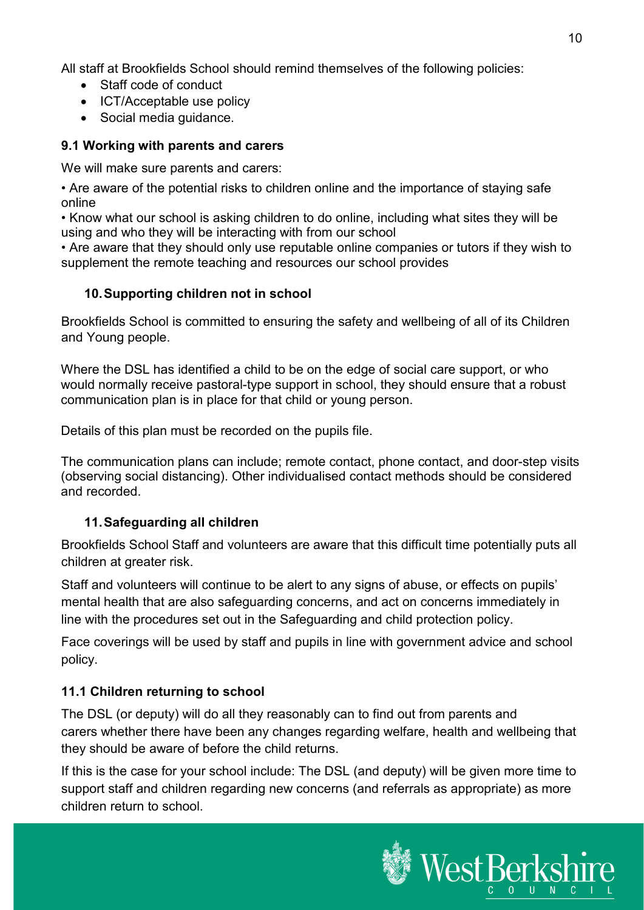All staff at Brookfields School should remind themselves of the following policies:

- Staff code of conduct
- ICT/Acceptable use policy
- Social media guidance.

### 9.1 Working with parents and carers

We will make sure parents and carers:

• Are aware of the potential risks to children online and the importance of staying safe online

• Know what our school is asking children to do online, including what sites they will be using and who they will be interacting with from our school

• Are aware that they should only use reputable online companies or tutors if they wish to supplement the remote teaching and resources our school provides

## 10. Supporting children not in school

Brookfields School is committed to ensuring the safety and wellbeing of all of its Children and Young people.

Where the DSL has identified a child to be on the edge of social care support, or who would normally receive pastoral-type support in school, they should ensure that a robust communication plan is in place for that child or young person.

Details of this plan must be recorded on the pupils file.

The communication plans can include; remote contact, phone contact, and door-step visits (observing social distancing). Other individualised contact methods should be considered and recorded.

## 11. Safeguarding all children

Brookfields School Staff and volunteers are aware that this difficult time potentially puts all children at greater risk.

Staff and volunteers will continue to be alert to any signs of abuse, or effects on pupils' mental health that are also safeguarding concerns, and act on concerns immediately in line with the procedures set out in the Safeguarding and child protection policy.

Face coverings will be used by staff and pupils in line with government advice and school policy.

### 11.1 Children returning to school

The DSL (or deputy) will do all they reasonably can to find out from parents and carers whether there have been any changes regarding welfare, health and wellbeing that they should be aware of before the child returns.

If this is the case for your school include: The DSL (and deputy) will be given more time to support staff and children regarding new concerns (and referrals as appropriate) as more children return to school.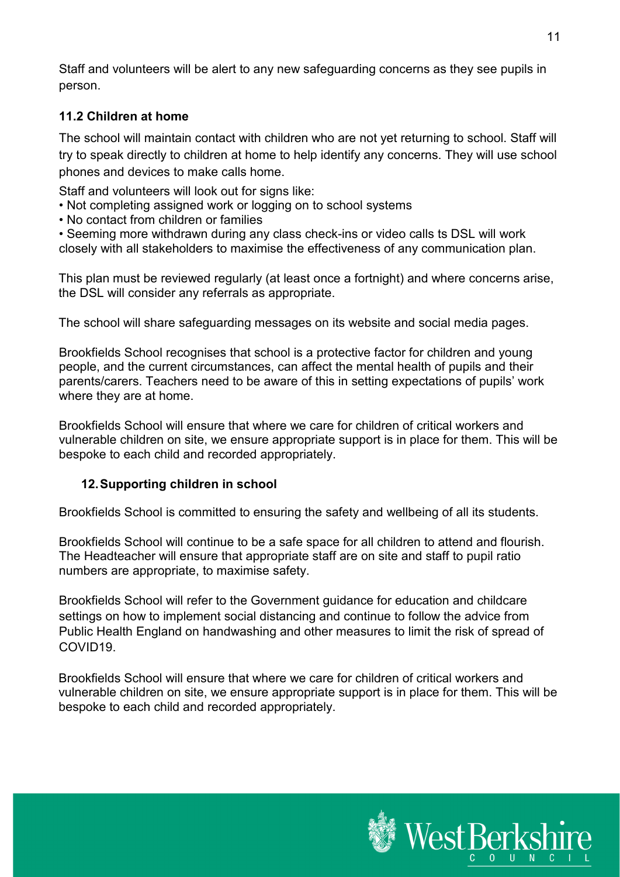Staff and volunteers will be alert to any new safeguarding concerns as they see pupils in person.

### 11.2 Children at home

The school will maintain contact with children who are not yet returning to school. Staff will try to speak directly to children at home to help identify any concerns. They will use school phones and devices to make calls home.

Staff and volunteers will look out for signs like:

- Not completing assigned work or logging on to school systems
- No contact from children or families
- Seeming more withdrawn during any class check-ins or video calls ts DSL will work closely with all stakeholders to maximise the effectiveness of any communication plan.

This plan must be reviewed regularly (at least once a fortnight) and where concerns arise, the DSL will consider any referrals as appropriate.

The school will share safeguarding messages on its website and social media pages.

Brookfields School recognises that school is a protective factor for children and young people, and the current circumstances, can affect the mental health of pupils and their parents/carers. Teachers need to be aware of this in setting expectations of pupils' work where they are at home.

Brookfields School will ensure that where we care for children of critical workers and vulnerable children on site, we ensure appropriate support is in place for them. This will be bespoke to each child and recorded appropriately.

## 12. Supporting children in school

Brookfields School is committed to ensuring the safety and wellbeing of all its students.

Brookfields School will continue to be a safe space for all children to attend and flourish. The Headteacher will ensure that appropriate staff are on site and staff to pupil ratio numbers are appropriate, to maximise safety.

Brookfields School will refer to the Government guidance for education and childcare settings on how to implement social distancing and continue to follow the advice from Public Health England on handwashing and other measures to limit the risk of spread of COVID19.

Brookfields School will ensure that where we care for children of critical workers and vulnerable children on site, we ensure appropriate support is in place for them. This will be bespoke to each child and recorded appropriately.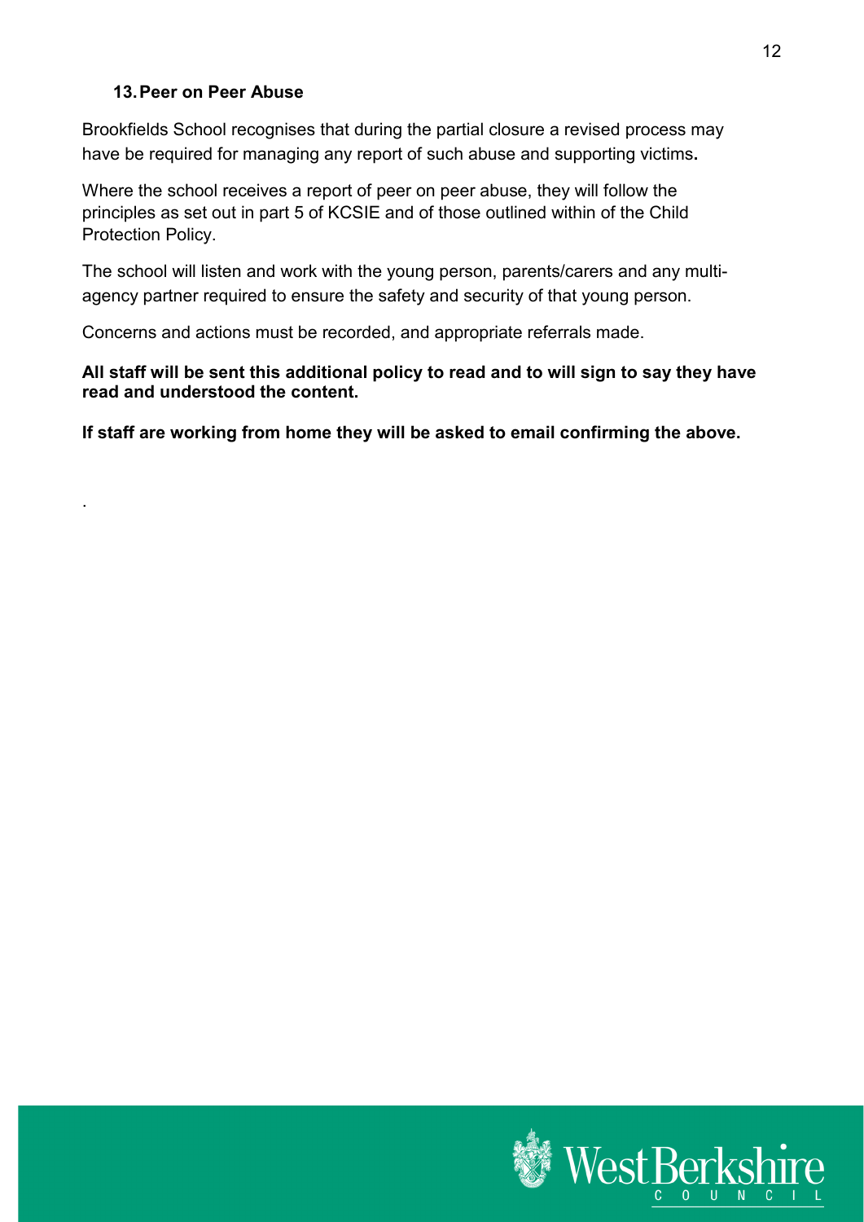## 13. Peer on Peer Abuse

Brookfields School recognises that during the partial closure a revised process may have be required for managing any report of such abuse and supporting victims**.**

Where the school receives a report of peer on peer abuse, they will follow the principles as set out in part 5 of KCSIE and of those outlined within of the Child Protection Policy.

The school will listen and work with the young person, parents/carers and any multi-agency partner required to ensure the safety and security of that young person.

Concerns and actions must be recorded, and appropriate referrals made.

**All staff will be sent this additional policy to read and to will sign to say they have read and understood the content.**

**If staff are working from home they will be asked to email confirming the above.**

.